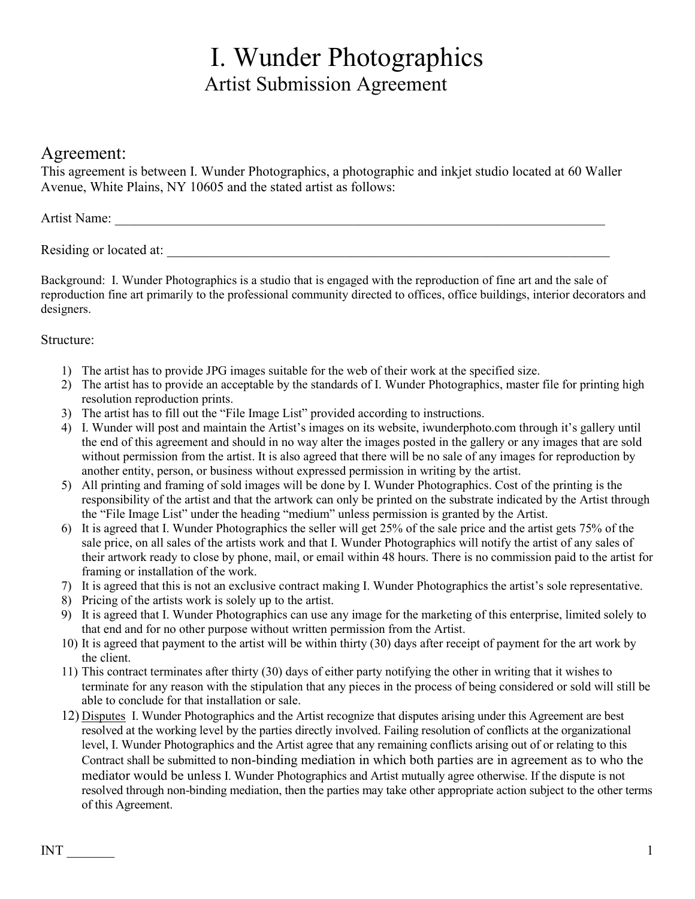# I. Wunder Photographics

## Artist Submission Agreement

## Agreement:

This agreement is between I. Wunder Photographics, a photographic and inkjet studio located at 60 Waller Avenue, White Plains, NY 10605 and the stated artist as follows:

Artist Name: ___________________________________________________________________________

Residing or located at: ___________________________________________________________________

Background: I. Wunder Photographics is a studio that is engaged with the reproduction of fine art and the sale of reproduction fine art primarily to the professional community directed to offices, office buildings, interior decorators and designers.

Structure:

1) The artist has to provide JPG images suitable for the web of their work at the specified size.
2) The artist has to provide an acceptable by the standards of I. Wunder Photographics, master file for printing high resolution reproduction prints.
3) The artist has to fill out the "File Image List" provided according to instructions.
4) I. Wunder will post and maintain the Artist's images on its website, iwunderphoto.com through it's gallery until the end of this agreement and should in no way alter the images posted in the gallery or any images that are sold without permission from the artist. It is also agreed that there will be no sale of any images for reproduction by another entity, person, or business without expressed permission in writing by the artist.
5) All printing and framing of sold images will be done by I. Wunder Photographics. Cost of the printing is the responsibility of the artist and that the artwork can only be printed on the substrate indicated by the Artist through the "File Image List" under the heading "medium" unless permission is granted by the Artist.
6) It is agreed that I. Wunder Photographics the seller will get 25% of the sale price and the artist gets 75% of the sale price, on all sales of the artists work and that I. Wunder Photographics will notify the artist of any sales of their artwork ready to close by phone, mail, or email within 48 hours. There is no commission paid to the artist for framing or installation of the work.
7) It is agreed that this is not an exclusive contract making I. Wunder Photographics the artist's sole representative.
8) Pricing of the artists work is solely up to the artist.
9) It is agreed that I. Wunder Photographics can use any image for the marketing of this enterprise, limited solely to that end and for no other purpose without written permission from the Artist.
10) It is agreed that payment to the artist will be within thirty (30) days after receipt of payment for the art work by the client.
11) This contract terminates after thirty (30) days of either party notifying the other in writing that it wishes to terminate for any reason with the stipulation that any pieces in the process of being considered or sold will still be able to conclude for that installation or sale.
12) Disputes I. Wunder Photographics and the Artist recognize that disputes arising under this Agreement are best resolved at the working level by the parties directly involved. Failing resolution of conflicts at the organizational level, I. Wunder Photographics and the Artist agree that any remaining conflicts arising out of or relating to this Contract shall be submitted to non-binding mediation in which both parties are in agreement as to who the mediator would be unless I. Wunder Photographics and Artist mutually agree otherwise. If the dispute is not resolved through non-binding mediation, then the parties may take other appropriate action subject to the other terms of this Agreement.

INT _______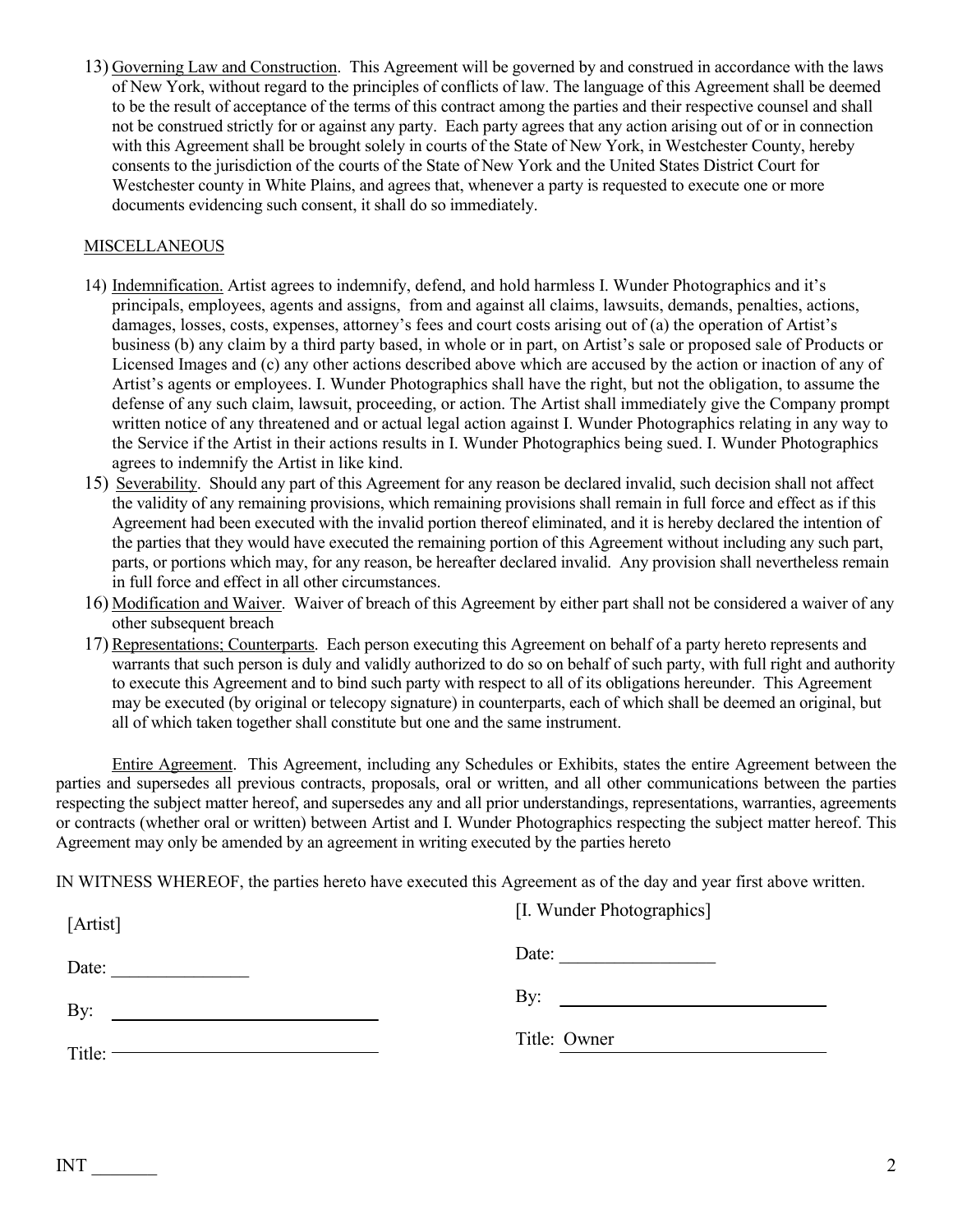13) Governing Law and Construction. This Agreement will be governed by and construed in accordance with the laws of New York, without regard to the principles of conflicts of law. The language of this Agreement shall be deemed to be the result of acceptance of the terms of this contract among the parties and their respective counsel and shall not be construed strictly for or against any party. Each party agrees that any action arising out of or in connection with this Agreement shall be brought solely in courts of the State of New York, in Westchester County, hereby consents to the jurisdiction of the courts of the State of New York and the United States District Court for Westchester county in White Plains, and agrees that, whenever a party is requested to execute one or more documents evidencing such consent, it shall do so immediately.

MISCELLANEOUS

14) Indemnification. Artist agrees to indemnify, defend, and hold harmless I. Wunder Photographics and it's principals, employees, agents and assigns, from and against all claims, lawsuits, demands, penalties, actions, damages, losses, costs, expenses, attorney's fees and court costs arising out of (a) the operation of Artist's business (b) any claim by a third party based, in whole or in part, on Artist's sale or proposed sale of Products or Licensed Images and (c) any other actions described above which are accused by the action or inaction of any of Artist's agents or employees. I. Wunder Photographics shall have the right, but not the obligation, to assume the defense of any such claim, lawsuit, proceeding, or action. The Artist shall immediately give the Company prompt written notice of any threatened and or actual legal action against I. Wunder Photographics relating in any way to the Service if the Artist in their actions results in I. Wunder Photographics being sued. I. Wunder Photographics agrees to indemnify the Artist in like kind.

15) Severability. Should any part of this Agreement for any reason be declared invalid, such decision shall not affect the validity of any remaining provisions, which remaining provisions shall remain in full force and effect as if this Agreement had been executed with the invalid portion thereof eliminated, and it is hereby declared the intention of the parties that they would have executed the remaining portion of this Agreement without including any such part, parts, or portions which may, for any reason, be hereafter declared invalid. Any provision shall nevertheless remain in full force and effect in all other circumstances.

16) Modification and Waiver. Waiver of breach of this Agreement by either part shall not be considered a waiver of any other subsequent breach

17) Representations; Counterparts. Each person executing this Agreement on behalf of a party hereto represents and warrants that such person is duly and validly authorized to do so on behalf of such party, with full right and authority to execute this Agreement and to bind such party with respect to all of its obligations hereunder. This Agreement may be executed (by original or telecopy signature) in counterparts, each of which shall be deemed an original, but all of which taken together shall constitute but one and the same instrument.

Entire Agreement. This Agreement, including any Schedules or Exhibits, states the entire Agreement between the parties and supersedes all previous contracts, proposals, oral or written, and all other communications between the parties respecting the subject matter hereof, and supersedes any and all prior understandings, representations, warranties, agreements or contracts (whether oral or written) between Artist and I. Wunder Photographics respecting the subject matter hereof. This Agreement may only be amended by an agreement in writing executed by the parties hereto

IN WITNESS WHEREOF, the parties hereto have executed this Agreement as of the day and year first above written.

[Artist]

Date: _______________

By: ______________________________

Title: ______________________________

[I. Wunder Photographics]

Date: _________________

By: ______________________________

Title: Owner

INT _______